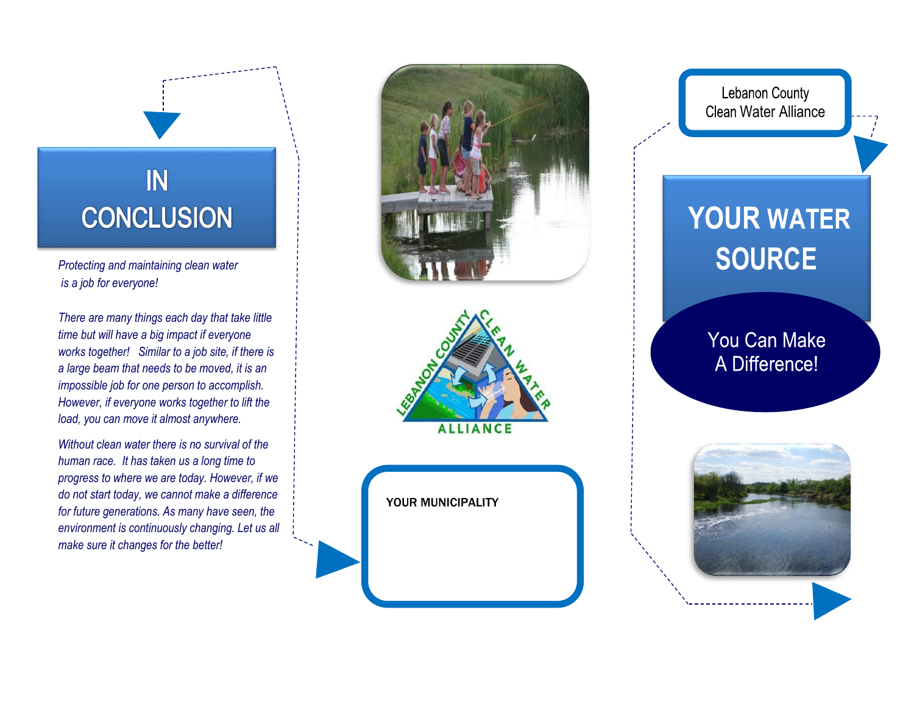# IN CONCLUSION

*Protecting and maintaining clean water is a job for everyone!*

*There are many things each day that take little time but will have a big impact if everyone works together! Similar to a job site, if there is a large beam that needs to be moved, it is an impossible job for one person to accomplish. However, if everyone works together to lift the load, you can move it almost anywhere.*

*Without clean water there is no survival of the human race. It has taken us a long time to progress to where we are today. However, if we do not start today, we cannot make a difference for future generations. As many have seen, the environment is continuously changing. Let us all make sure it changes for the better!*

LEBANON COUNTY CLEAN WATER ALLIANCE

**YOUR MUNICIPALITY**

Lebanon County Clean Water Alliance

# YOUR WATER SOURCE

You Can Make A Difference!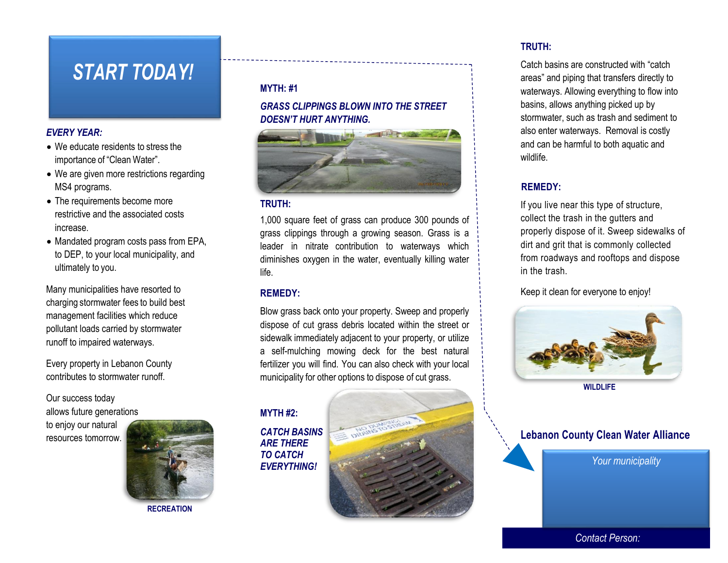# START TODAY!

***EVERY YEAR:***

- We educate residents to stress the importance of "Clean Water".
- We are given more restrictions regarding MS4 programs.
- The requirements become more restrictive and the associated costs increase.
- Mandated program costs pass from EPA, to DEP, to your local municipality, and ultimately to you.

Many municipalities have resorted to charging stormwater fees to build best management facilities which reduce pollutant loads carried by stormwater runoff to impaired waterways.

Every property in Lebanon County contributes to stormwater runoff.

Our success today allows future generations to enjoy our natural resources tomorrow.

RECREATION

**MYTH: #1**

***GRASS CLIPPINGS BLOWN INTO THE STREET DOESN'T HURT ANYTHING.***

**TRUTH:**

1,000 square feet of grass can produce 300 pounds of grass clippings through a growing season. Grass is a leader in nitrate contribution to waterways which diminishes oxygen in the water, eventually killing water life.

**REMEDY:**

Blow grass back onto your property. Sweep and properly dispose of cut grass debris located within the street or sidewalk immediately adjacent to your property, or utilize a self-mulching mowing deck for the best natural fertilizer you will find. You can also check with your local municipality for other options to dispose of cut grass.

**MYTH #2:**

***CATCH BASINS ARE THERE TO CATCH EVERYTHING!***

**TRUTH:**

Catch basins are constructed with "catch areas" and piping that transfers directly to waterways. Allowing everything to flow into basins, allows anything picked up by stormwater, such as trash and sediment to also enter waterways. Removal is costly and can be harmful to both aquatic and wildlife.

**REMEDY:**

If you live near this type of structure, collect the trash in the gutters and properly dispose of it. Sweep sidewalks of dirt and grit that is commonly collected from roadways and rooftops and dispose in the trash.

Keep it clean for everyone to enjoy!

WILDLIFE

**Lebanon County Clean Water Alliance**

*Your municipality*

*Contact Person:*